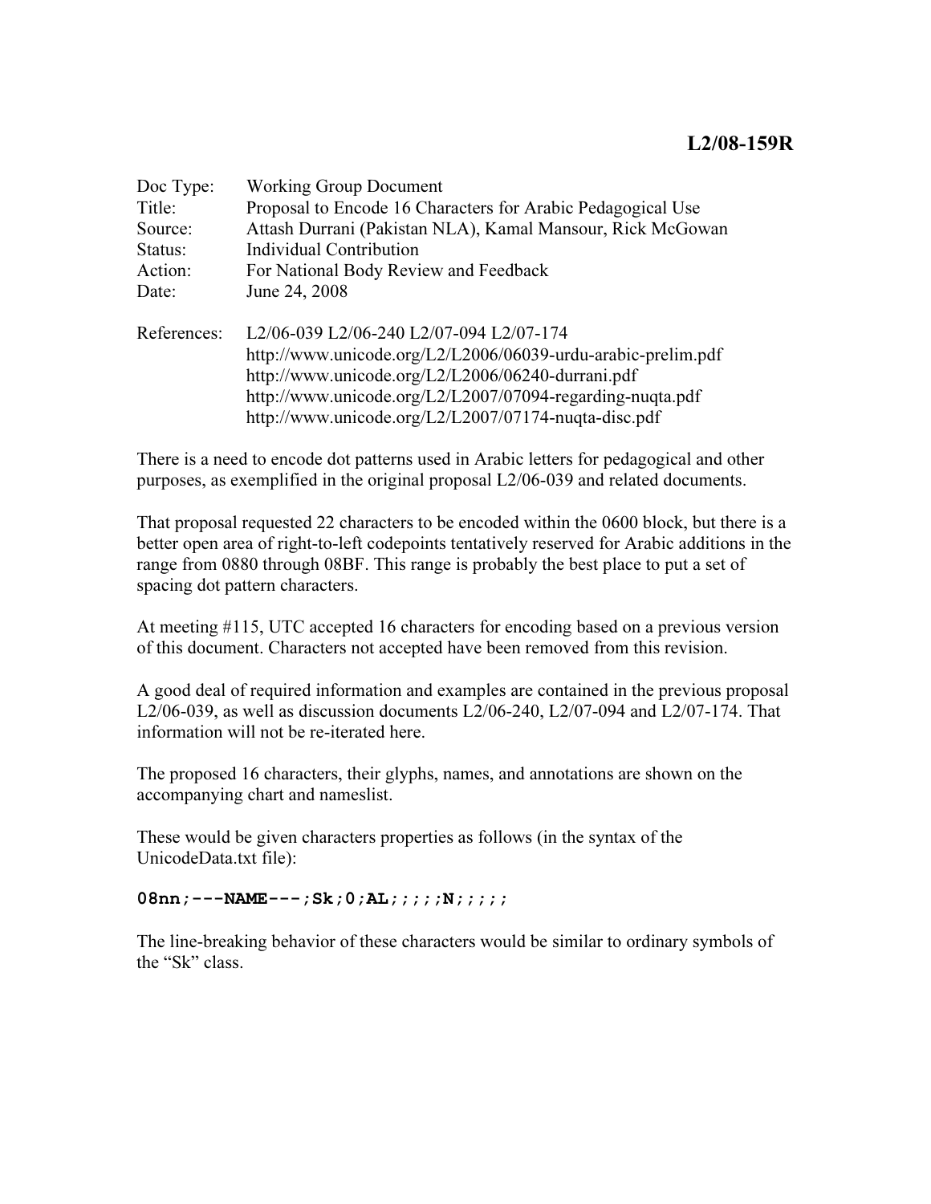**L2/08-159R**

| | |
|---|---|
| Doc Type: | Working Group Document |
| Title: | Proposal to Encode 16 Characters for Arabic Pedagogical Use |
| Source: | Attash Durrani (Pakistan NLA), Kamal Mansour, Rick McGowan |
| Status: | Individual Contribution |
| Action: | For National Body Review and Feedback |
| Date: | June 24, 2008 |

References: L2/06-039 L2/06-240 L2/07-094 L2/07-174
http://www.unicode.org/L2/L2006/06039-urdu-arabic-prelim.pdf
http://www.unicode.org/L2/L2006/06240-durrani.pdf
http://www.unicode.org/L2/L2007/07094-regarding-nuqta.pdf
http://www.unicode.org/L2/L2007/07174-nuqta-disc.pdf

There is a need to encode dot patterns used in Arabic letters for pedagogical and other purposes, as exemplified in the original proposal L2/06-039 and related documents.

That proposal requested 22 characters to be encoded within the 0600 block, but there is a better open area of right-to-left codepoints tentatively reserved for Arabic additions in the range from 0880 through 08BF. This range is probably the best place to put a set of spacing dot pattern characters.

At meeting #115, UTC accepted 16 characters for encoding based on a previous version of this document. Characters not accepted have been removed from this revision.

A good deal of required information and examples are contained in the previous proposal L2/06-039, as well as discussion documents L2/06-240, L2/07-094 and L2/07-174. That information will not be re-iterated here.

The proposed 16 characters, their glyphs, names, and annotations are shown on the accompanying chart and nameslist.

These would be given characters properties as follows (in the syntax of the UnicodeData.txt file):

```
08nn;---NAME---;Sk;0;AL;;;;;N;;;;;
```

The line-breaking behavior of these characters would be similar to ordinary symbols of the "Sk" class.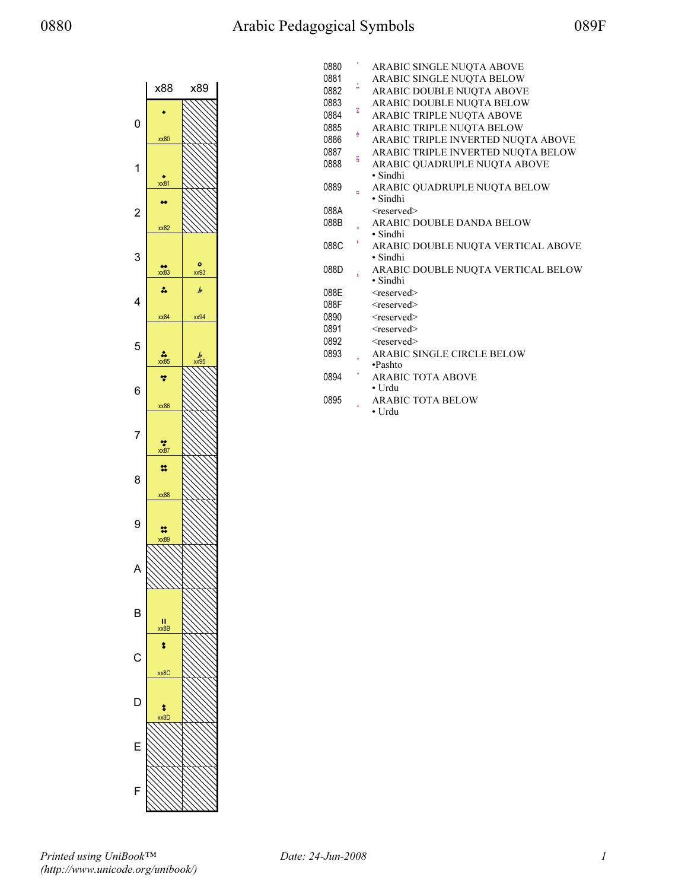# Arabic Pedagogical Symbols

0880–089F

| | x88 | x89 |
|---|---|---|
| 0 | xx80 | |
| 1 | xx81 | |
| 2 | xx82 | |
| 3 | xx83 | xx93 |
| 4 | xx84 | xx94 |
| 5 | xx85 | xx95 |
| 6 | xx86 | |
| 7 | xx87 | |
| 8 | xx88 | |
| 9 | xx89 | |
| A | | |
| B | xx8B | |
| C | xx8C | |
| D | xx8D | |
| E | | |
| F | | |

0880 ARABIC SINGLE NUQTA ABOVE
0881 ARABIC SINGLE NUQTA BELOW
0882 ARABIC DOUBLE NUQTA ABOVE
0883 ARABIC DOUBLE NUQTA BELOW
0884 ARABIC TRIPLE NUQTA ABOVE
0885 ARABIC TRIPLE NUQTA BELOW
0886 ARABIC TRIPLE INVERTED NUQTA ABOVE
0887 ARABIC TRIPLE INVERTED NUQTA BELOW
0888 ARABIC QUADRUPLE NUQTA ABOVE
- Sindhi

0889 ARABIC QUADRUPLE NUQTA BELOW
- Sindhi

088A <reserved>
088B ARABIC DOUBLE DANDA BELOW
- Sindhi

088C ARABIC DOUBLE NUQTA VERTICAL ABOVE
- Sindhi

088D ARABIC DOUBLE NUQTA VERTICAL BELOW
- Sindhi

088E <reserved>
088F <reserved>
0890 <reserved>
0891 <reserved>
0892 <reserved>
0893 ARABIC SINGLE CIRCLE BELOW
- Pashto

0894 ARABIC TOTA ABOVE
- Urdu

0895 ARABIC TOTA BELOW
- Urdu

*Printed using UniBook™ (http://www.unicode.org/unibook/)* *Date: 24-Jun-2008*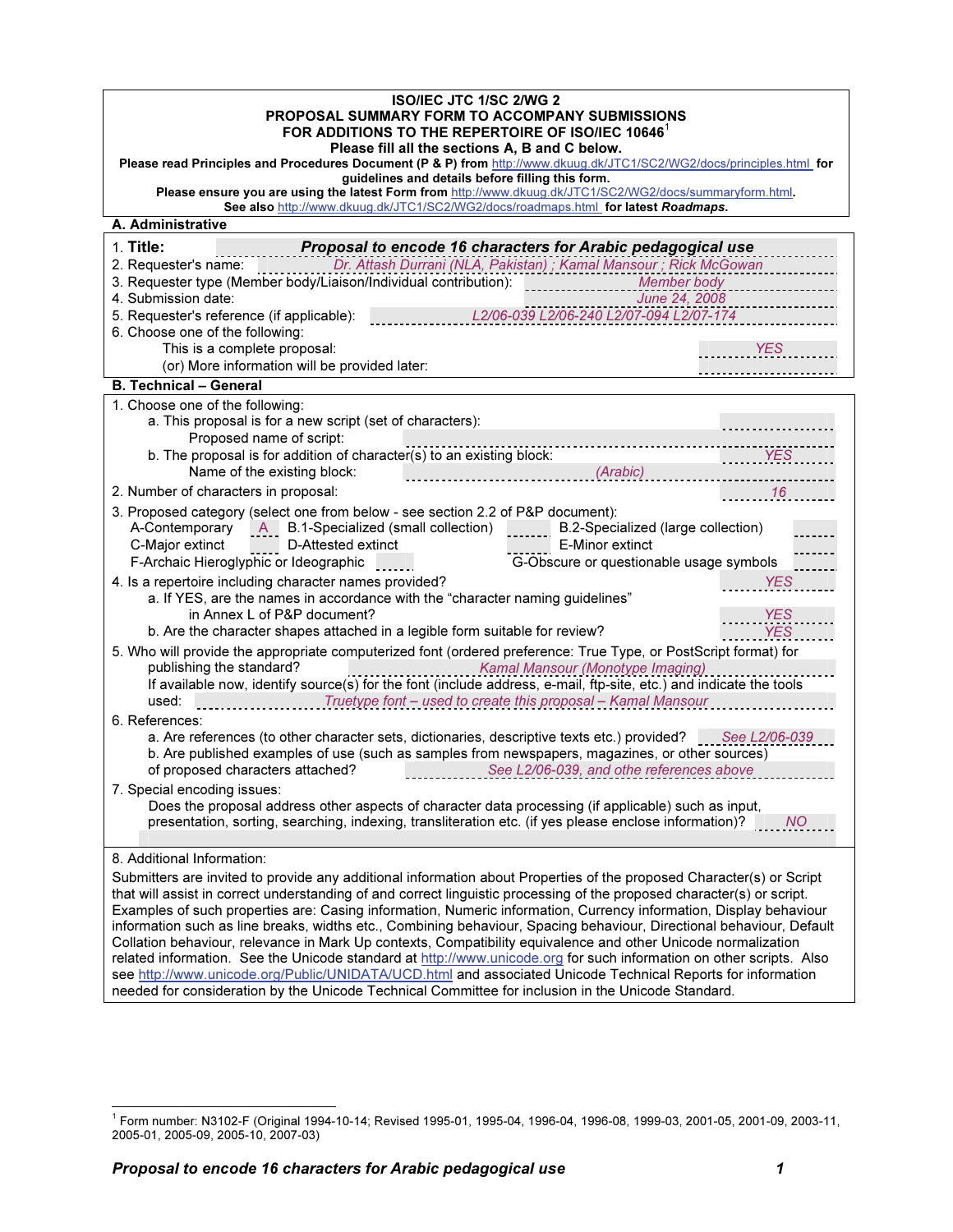**ISO/IEC JTC 1/SC 2/WG 2**
**PROPOSAL SUMMARY FORM TO ACCOMPANY SUBMISSIONS FOR ADDITIONS TO THE REPERTOIRE OF ISO/IEC 10646**[1]
**Please fill all the sections A, B and C below.**

**Please read Principles and Procedures Document (P & P) from** http://www.dkuug.dk/JTC1/SC2/WG2/docs/principles.html **for guidelines and details before filling this form.**
**Please ensure you are using the latest Form from** http://www.dkuug.dk/JTC1/SC2/WG2/docs/summaryform.html**.**
**See also** http://www.dkuug.dk/JTC1/SC2/WG2/docs/roadmaps.html **for latest *Roadmaps*.**

## A. Administrative

1. **Title:** ***Proposal to encode 16 characters for Arabic pedagogical use***
2. Requester's name: *Dr. Attash Durrani (NLA, Pakistan) ; Kamal Mansour ; Rick McGowan*
3. Requester type (Member body/Liaison/Individual contribution): *Member body*
4. Submission date: *June 24, 2008*
5. Requester's reference (if applicable): *L2/06-039 L2/06-240 L2/07-094 L2/07-174*
6. Choose one of the following:
   This is a complete proposal: *YES*
   (or) More information will be provided later:

## B. Technical – General

1. Choose one of the following:
   a. This proposal is for a new script (set of characters):
      Proposed name of script:
   b. The proposal is for addition of character(s) to an existing block: *YES*
      Name of the existing block: *(Arabic)*
2. Number of characters in proposal: *16*
3. Proposed category (select one from below - see section 2.2 of P&P document):
   A-Contemporary *A* B.1-Specialized (small collection) B.2-Specialized (large collection)
   C-Major extinct D-Attested extinct E-Minor extinct
   F-Archaic Hieroglyphic or Ideographic G-Obscure or questionable usage symbols
4. Is a repertoire including character names provided? *YES*
   a. If YES, are the names in accordance with the "character naming guidelines" in Annex L of P&P document? *YES*
   b. Are the character shapes attached in a legible form suitable for review? *YES*
5. Who will provide the appropriate computerized font (ordered preference: True Type, or PostScript format) for publishing the standard? *Kamal Mansour (Monotype Imaging)*
   If available now, identify source(s) for the font (include address, e-mail, ftp-site, etc.) and indicate the tools used: *Truetype font – used to create this proposal – Kamal Mansour*
6. References:
   a. Are references (to other character sets, dictionaries, descriptive texts etc.) provided? *See L2/06-039*
   b. Are published examples of use (such as samples from newspapers, magazines, or other sources) of proposed characters attached? *See L2/06-039, and othe references above*
7. Special encoding issues:
   Does the proposal address other aspects of character data processing (if applicable) such as input, presentation, sorting, searching, indexing, transliteration etc. (if yes please enclose information)? *NO*

8. Additional Information:

Submitters are invited to provide any additional information about Properties of the proposed Character(s) or Script that will assist in correct understanding of and correct linguistic processing of the proposed character(s) or script. Examples of such properties are: Casing information, Numeric information, Currency information, Display behaviour information such as line breaks, widths etc., Combining behaviour, Spacing behaviour, Directional behaviour, Default Collation behaviour, relevance in Mark Up contexts, Compatibility equivalence and other Unicode normalization related information. See the Unicode standard at http://www.unicode.org for such information on other scripts. Also see http://www.unicode.org/Public/UNIDATA/UCD.html and associated Unicode Technical Reports for information needed for consideration by the Unicode Technical Committee for inclusion in the Unicode Standard.

[1] Form number: N3102-F (Original 1994-10-14; Revised 1995-01, 1995-04, 1996-04, 1996-08, 1999-03, 2001-05, 2001-09, 2003-11, 2005-01, 2005-09, 2005-10, 2007-03)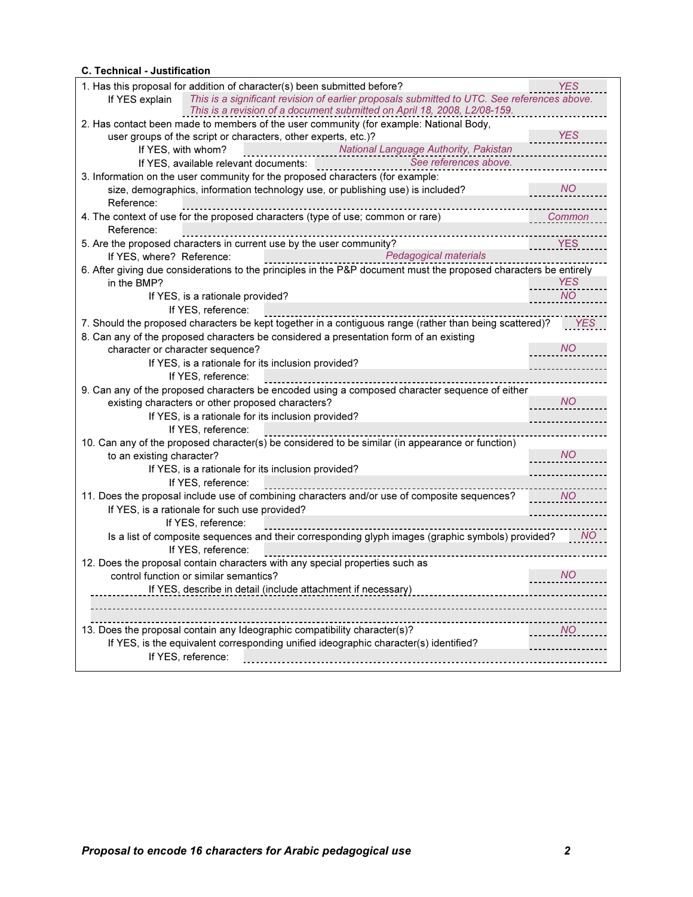**C. Technical - Justification**

| | |
|---|---|
| 1. Has this proposal for addition of character(s) been submitted before? | *YES* |
| If YES explain *This is a significant revision of earlier proposals submitted to UTC. See references above. This is a revision of a document submitted on April 18, 2008, L2/08-159.* | |
| 2. Has contact been made to members of the user community (for example: National Body, user groups of the script or characters, other experts, etc.)? | *YES* |
| If YES, with whom? *National Language Authority, Pakistan* | |
| If YES, available relevant documents: *See references above.* | |
| 3. Information on the user community for the proposed characters (for example: size, demographics, information technology use, or publishing use) is included? | *NO* |
| Reference: | |
| 4. The context of use for the proposed characters (type of use; common or rare) | *Common* |
| Reference: | |
| 5. Are the proposed characters in current use by the user community? | *YES* |
| If YES, where? Reference: *Pedagogical materials* | |
| 6. After giving due considerations to the principles in the P&P document must the proposed characters be entirely in the BMP? | *YES* |
| If YES, is a rationale provided? | *NO* |
| If YES, reference: | |
| 7. Should the proposed characters be kept together in a contiguous range (rather than being scattered)? | *YES* |
| 8. Can any of the proposed characters be considered a presentation form of an existing character or character sequence? | *NO* |
| If YES, is a rationale for its inclusion provided? | |
| If YES, reference: | |
| 9. Can any of the proposed characters be encoded using a composed character sequence of either existing characters or other proposed characters? | *NO* |
| If YES, is a rationale for its inclusion provided? | |
| If YES, reference: | |
| 10. Can any of the proposed character(s) be considered to be similar (in appearance or function) to an existing character? | *NO* |
| If YES, is a rationale for its inclusion provided? | |
| If YES, reference: | |
| 11. Does the proposal include use of combining characters and/or use of composite sequences? | *NO* |
| If YES, is a rationale for such use provided? | |
| If YES, reference: | |
| Is a list of composite sequences and their corresponding glyph images (graphic symbols) provided? | *NO* |
| If YES, reference: | |
| 12. Does the proposal contain characters with any special properties such as control function or similar semantics? | *NO* |
| If YES, describe in detail (include attachment if necessary) | |
| 13. Does the proposal contain any Ideographic compatibility character(s)? | *NO* |
| If YES, is the equivalent corresponding unified ideographic character(s) identified? | |
| If YES, reference: | |

***Proposal to encode 16 characters for Arabic pedagogical use***